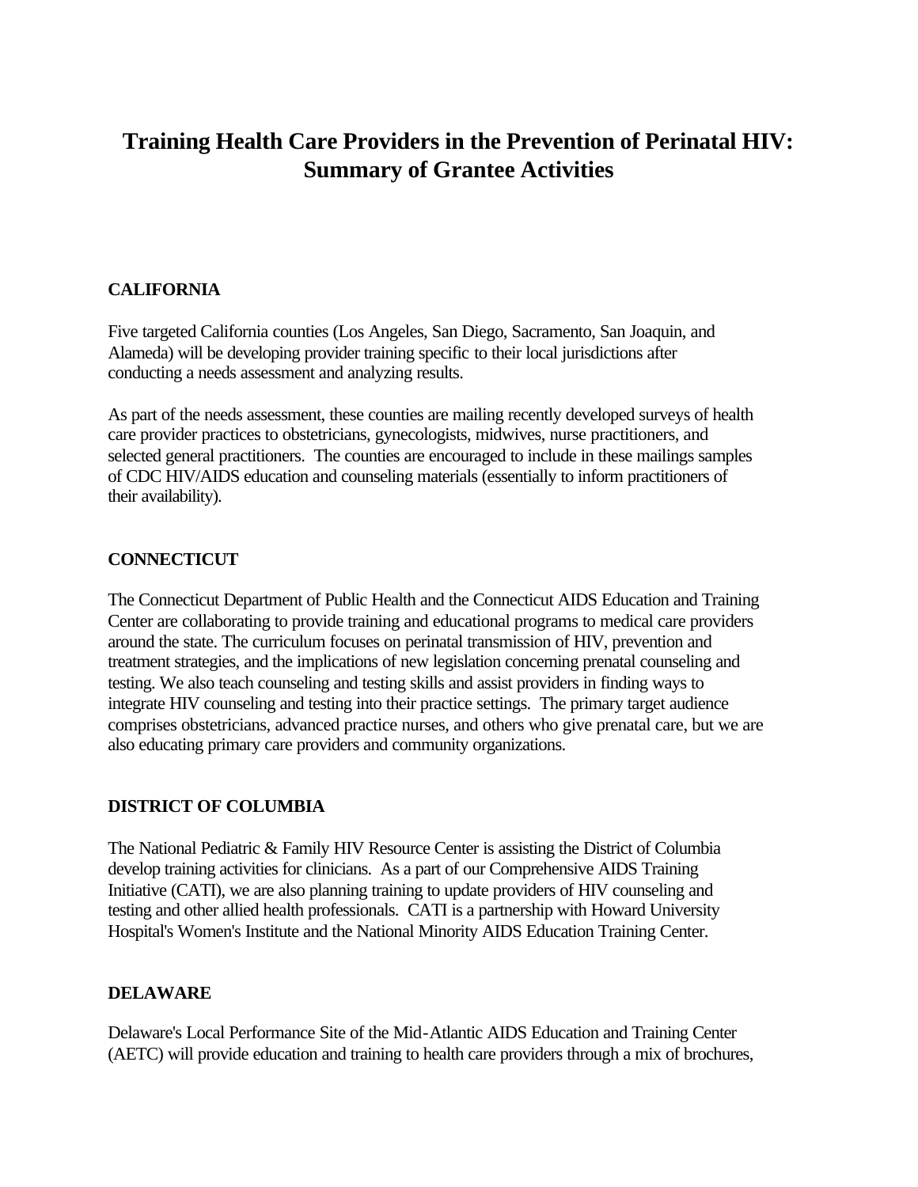# Training Health Care Providers in the Prevention of Perinatal HIV: Summary of Grantee Activities

## CALIFORNIA

Five targeted California counties (Los Angeles, San Diego, Sacramento, San Joaquin, and Alameda) will be developing provider training specific to their local jurisdictions after conducting a needs assessment and analyzing results.

As part of the needs assessment, these counties are mailing recently developed surveys of health care provider practices to obstetricians, gynecologists, midwives, nurse practitioners, and selected general practitioners. The counties are encouraged to include in these mailings samples of CDC HIV/AIDS education and counseling materials (essentially to inform practitioners of their availability).

## CONNECTICUT

The Connecticut Department of Public Health and the Connecticut AIDS Education and Training Center are collaborating to provide training and educational programs to medical care providers around the state. The curriculum focuses on perinatal transmission of HIV, prevention and treatment strategies, and the implications of new legislation concerning prenatal counseling and testing. We also teach counseling and testing skills and assist providers in finding ways to integrate HIV counseling and testing into their practice settings. The primary target audience comprises obstetricians, advanced practice nurses, and others who give prenatal care, but we are also educating primary care providers and community organizations.

## DISTRICT OF COLUMBIA

The National Pediatric & Family HIV Resource Center is assisting the District of Columbia develop training activities for clinicians. As a part of our Comprehensive AIDS Training Initiative (CATI), we are also planning training to update providers of HIV counseling and testing and other allied health professionals. CATI is a partnership with Howard University Hospital's Women's Institute and the National Minority AIDS Education Training Center.

## DELAWARE

Delaware's Local Performance Site of the Mid-Atlantic AIDS Education and Training Center (AETC) will provide education and training to health care providers through a mix of brochures,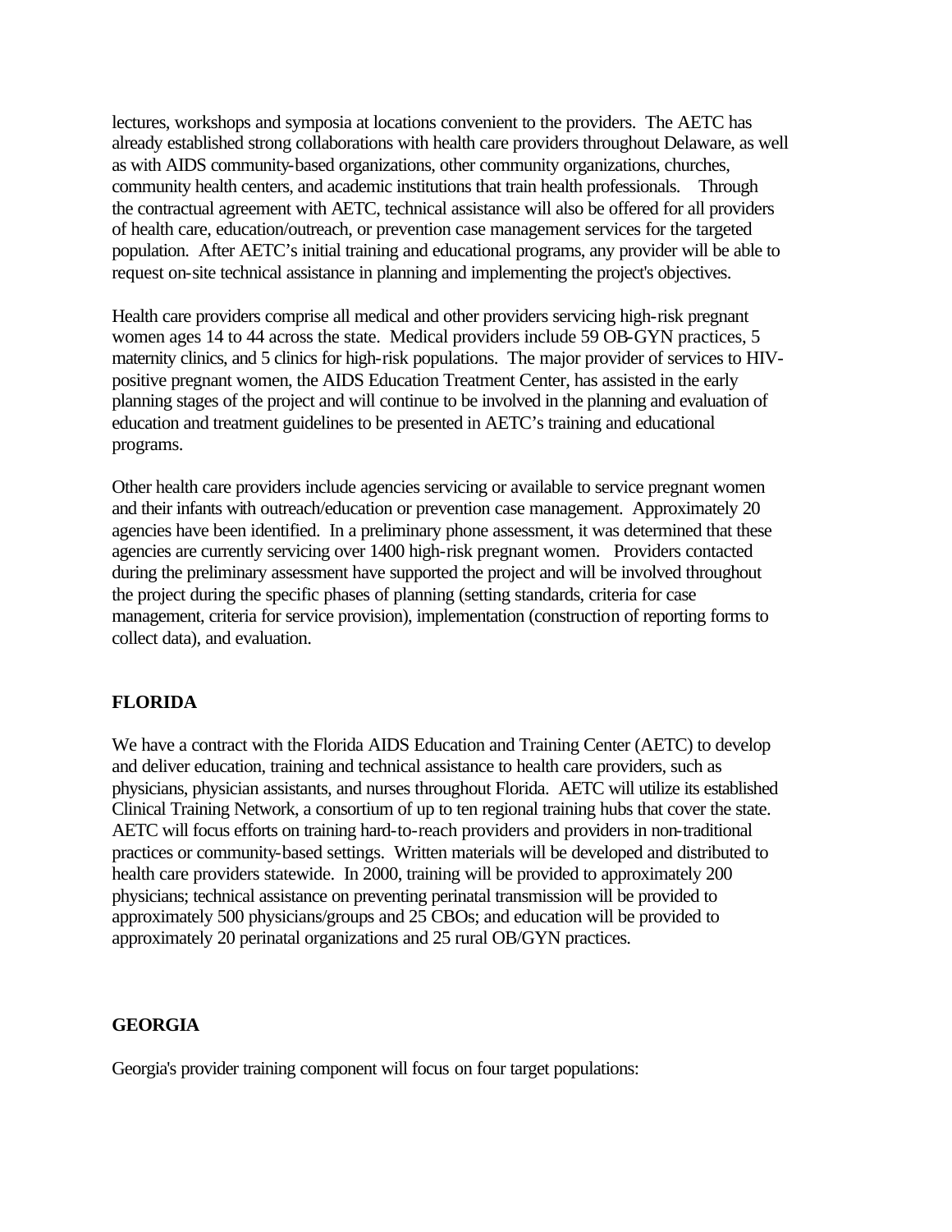lectures, workshops and symposia at locations convenient to the providers. The AETC has already established strong collaborations with health care providers throughout Delaware, as well as with AIDS community-based organizations, other community organizations, churches, community health centers, and academic institutions that train health professionals. Through the contractual agreement with AETC, technical assistance will also be offered for all providers of health care, education/outreach, or prevention case management services for the targeted population. After AETC's initial training and educational programs, any provider will be able to request on-site technical assistance in planning and implementing the project's objectives.

Health care providers comprise all medical and other providers servicing high-risk pregnant women ages 14 to 44 across the state. Medical providers include 59 OB-GYN practices, 5 maternity clinics, and 5 clinics for high-risk populations. The major provider of services to HIV-positive pregnant women, the AIDS Education Treatment Center, has assisted in the early planning stages of the project and will continue to be involved in the planning and evaluation of education and treatment guidelines to be presented in AETC's training and educational programs.

Other health care providers include agencies servicing or available to service pregnant women and their infants with outreach/education or prevention case management. Approximately 20 agencies have been identified. In a preliminary phone assessment, it was determined that these agencies are currently servicing over 1400 high-risk pregnant women. Providers contacted during the preliminary assessment have supported the project and will be involved throughout the project during the specific phases of planning (setting standards, criteria for case management, criteria for service provision), implementation (construction of reporting forms to collect data), and evaluation.

**FLORIDA**

We have a contract with the Florida AIDS Education and Training Center (AETC) to develop and deliver education, training and technical assistance to health care providers, such as physicians, physician assistants, and nurses throughout Florida. AETC will utilize its established Clinical Training Network, a consortium of up to ten regional training hubs that cover the state. AETC will focus efforts on training hard-to-reach providers and providers in non-traditional practices or community-based settings. Written materials will be developed and distributed to health care providers statewide. In 2000, training will be provided to approximately 200 physicians; technical assistance on preventing perinatal transmission will be provided to approximately 500 physicians/groups and 25 CBOs; and education will be provided to approximately 20 perinatal organizations and 25 rural OB/GYN practices.

**GEORGIA**

Georgia's provider training component will focus on four target populations: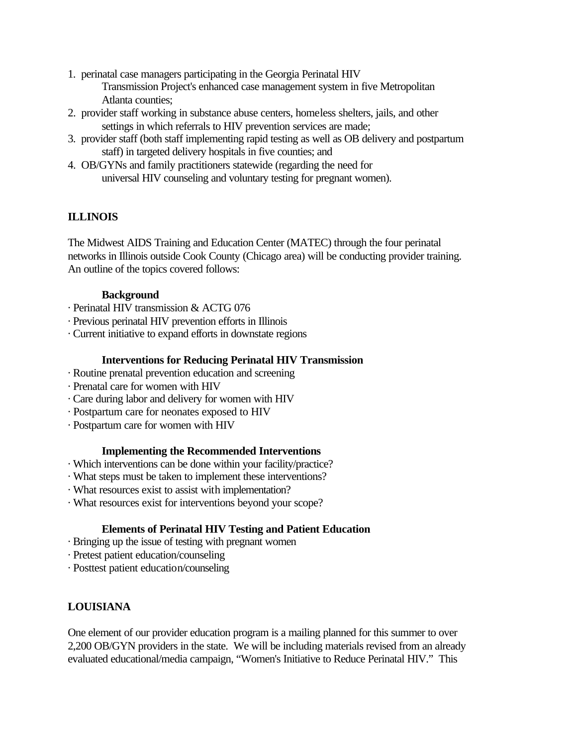1. perinatal case managers participating in the Georgia Perinatal HIV Transmission Project's enhanced case management system in five Metropolitan Atlanta counties;
2. provider staff working in substance abuse centers, homeless shelters, jails, and other settings in which referrals to HIV prevention services are made;
3. provider staff (both staff implementing rapid testing as well as OB delivery and postpartum staff) in targeted delivery hospitals in five counties; and
4. OB/GYNs and family practitioners statewide (regarding the need for universal HIV counseling and voluntary testing for pregnant women).

## ILLINOIS

The Midwest AIDS Training and Education Center (MATEC) through the four perinatal networks in Illinois outside Cook County (Chicago area) will be conducting provider training. An outline of the topics covered follows:

**Background**

- Perinatal HIV transmission & ACTG 076
- Previous perinatal HIV prevention efforts in Illinois
- Current initiative to expand efforts in downstate regions

**Interventions for Reducing Perinatal HIV Transmission**

- Routine prenatal prevention education and screening
- Prenatal care for women with HIV
- Care during labor and delivery for women with HIV
- Postpartum care for neonates exposed to HIV
- Postpartum care for women with HIV

**Implementing the Recommended Interventions**

- Which interventions can be done within your facility/practice?
- What steps must be taken to implement these interventions?
- What resources exist to assist with implementation?
- What resources exist for interventions beyond your scope?

**Elements of Perinatal HIV Testing and Patient Education**

- Bringing up the issue of testing with pregnant women
- Pretest patient education/counseling
- Posttest patient education/counseling

## LOUISIANA

One element of our provider education program is a mailing planned for this summer to over 2,200 OB/GYN providers in the state. We will be including materials revised from an already evaluated educational/media campaign, "Women's Initiative to Reduce Perinatal HIV." This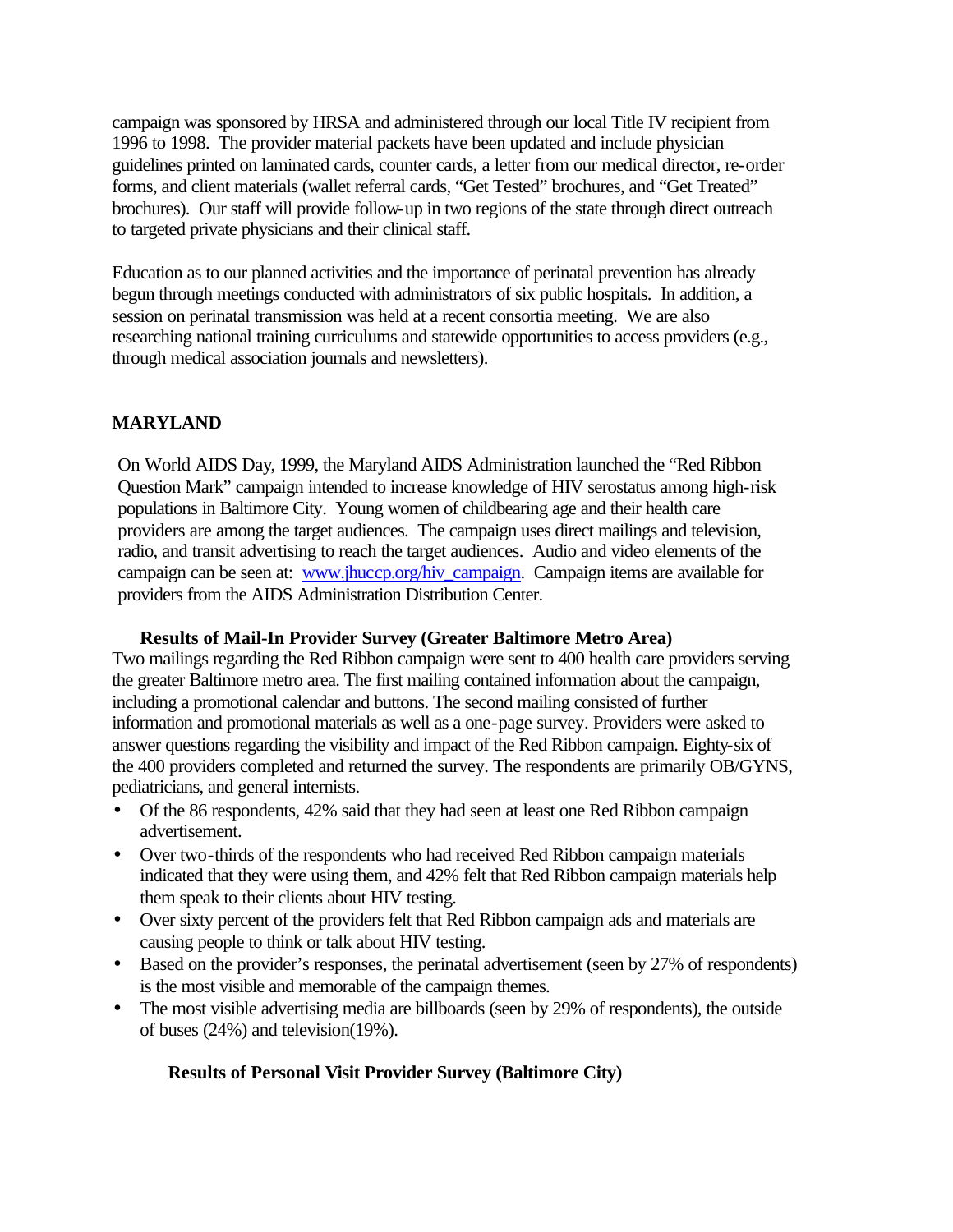campaign was sponsored by HRSA and administered through our local Title IV recipient from 1996 to 1998. The provider material packets have been updated and include physician guidelines printed on laminated cards, counter cards, a letter from our medical director, re-order forms, and client materials (wallet referral cards, "Get Tested" brochures, and "Get Treated" brochures). Our staff will provide follow-up in two regions of the state through direct outreach to targeted private physicians and their clinical staff.

Education as to our planned activities and the importance of perinatal prevention has already begun through meetings conducted with administrators of six public hospitals. In addition, a session on perinatal transmission was held at a recent consortia meeting. We are also researching national training curriculums and statewide opportunities to access providers (e.g., through medical association journals and newsletters).

## MARYLAND

On World AIDS Day, 1999, the Maryland AIDS Administration launched the "Red Ribbon Question Mark" campaign intended to increase knowledge of HIV serostatus among high-risk populations in Baltimore City. Young women of childbearing age and their health care providers are among the target audiences. The campaign uses direct mailings and television, radio, and transit advertising to reach the target audiences. Audio and video elements of the campaign can be seen at: www.jhuccp.org/hiv_campaign. Campaign items are available for providers from the AIDS Administration Distribution Center.

### Results of Mail-In Provider Survey (Greater Baltimore Metro Area)

Two mailings regarding the Red Ribbon campaign were sent to 400 health care providers serving the greater Baltimore metro area. The first mailing contained information about the campaign, including a promotional calendar and buttons. The second mailing consisted of further information and promotional materials as well as a one-page survey. Providers were asked to answer questions regarding the visibility and impact of the Red Ribbon campaign. Eighty-six of the 400 providers completed and returned the survey. The respondents are primarily OB/GYNS, pediatricians, and general internists.

- Of the 86 respondents, 42% said that they had seen at least one Red Ribbon campaign advertisement.
- Over two-thirds of the respondents who had received Red Ribbon campaign materials indicated that they were using them, and 42% felt that Red Ribbon campaign materials help them speak to their clients about HIV testing.
- Over sixty percent of the providers felt that Red Ribbon campaign ads and materials are causing people to think or talk about HIV testing.
- Based on the provider's responses, the perinatal advertisement (seen by 27% of respondents) is the most visible and memorable of the campaign themes.
- The most visible advertising media are billboards (seen by 29% of respondents), the outside of buses (24%) and television(19%).

### Results of Personal Visit Provider Survey (Baltimore City)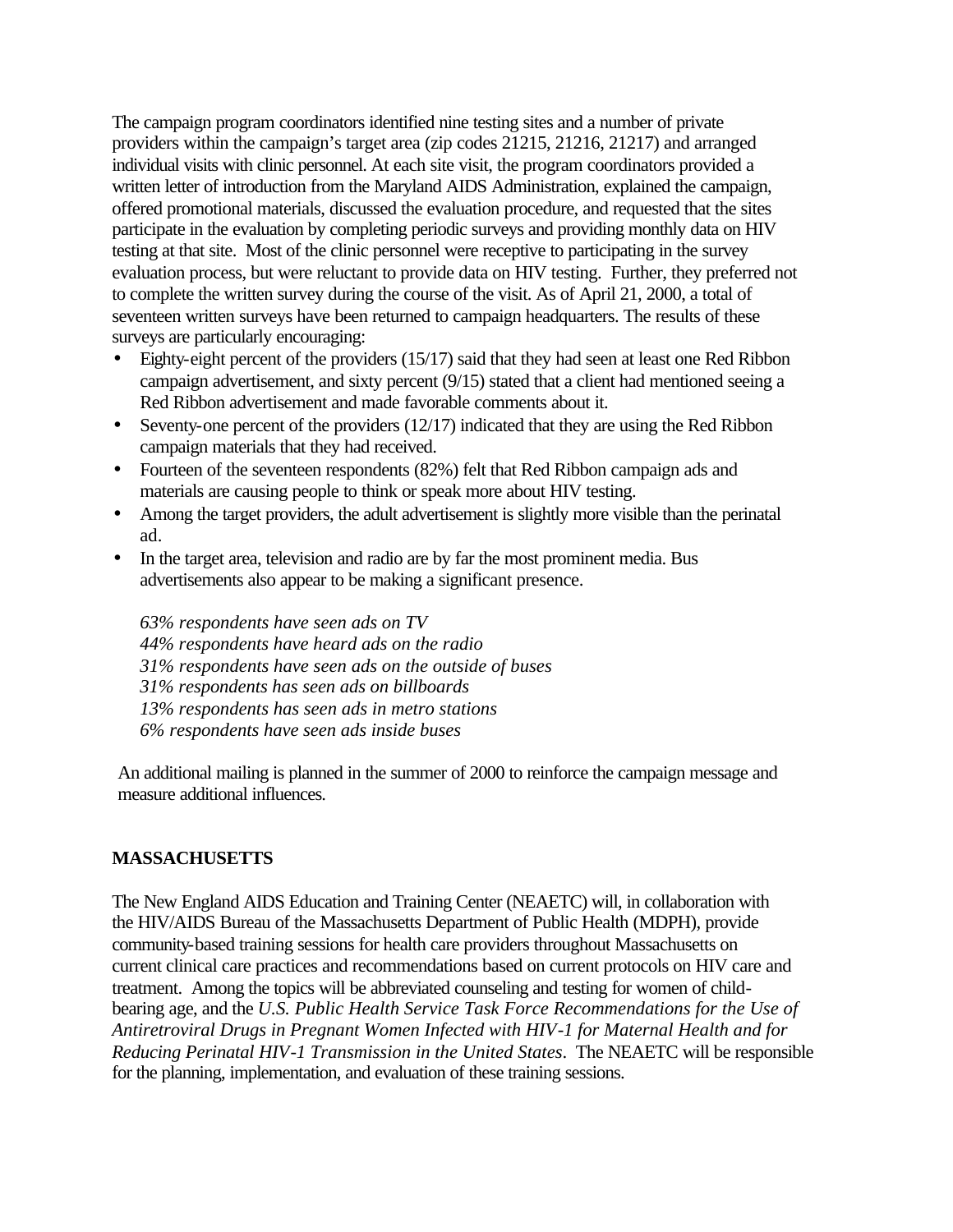The campaign program coordinators identified nine testing sites and a number of private providers within the campaign's target area (zip codes 21215, 21216, 21217) and arranged individual visits with clinic personnel. At each site visit, the program coordinators provided a written letter of introduction from the Maryland AIDS Administration, explained the campaign, offered promotional materials, discussed the evaluation procedure, and requested that the sites participate in the evaluation by completing periodic surveys and providing monthly data on HIV testing at that site. Most of the clinic personnel were receptive to participating in the survey evaluation process, but were reluctant to provide data on HIV testing. Further, they preferred not to complete the written survey during the course of the visit. As of April 21, 2000, a total of seventeen written surveys have been returned to campaign headquarters. The results of these surveys are particularly encouraging:

- Eighty-eight percent of the providers (15/17) said that they had seen at least one Red Ribbon campaign advertisement, and sixty percent (9/15) stated that a client had mentioned seeing a Red Ribbon advertisement and made favorable comments about it.
- Seventy-one percent of the providers (12/17) indicated that they are using the Red Ribbon campaign materials that they had received.
- Fourteen of the seventeen respondents (82%) felt that Red Ribbon campaign ads and materials are causing people to think or speak more about HIV testing.
- Among the target providers, the adult advertisement is slightly more visible than the perinatal ad.
- In the target area, television and radio are by far the most prominent media. Bus advertisements also appear to be making a significant presence.

  *63% respondents have seen ads on TV*
  *44% respondents have heard ads on the radio*
  *31% respondents have seen ads on the outside of buses*
  *31% respondents has seen ads on billboards*
  *13% respondents has seen ads in metro stations*
  *6% respondents have seen ads inside buses*

An additional mailing is planned in the summer of 2000 to reinforce the campaign message and measure additional influences.

**MASSACHUSETTS**

The New England AIDS Education and Training Center (NEAETC) will, in collaboration with the HIV/AIDS Bureau of the Massachusetts Department of Public Health (MDPH), provide community-based training sessions for health care providers throughout Massachusetts on current clinical care practices and recommendations based on current protocols on HIV care and treatment. Among the topics will be abbreviated counseling and testing for women of child-bearing age, and the *U.S. Public Health Service Task Force Recommendations for the Use of Antiretroviral Drugs in Pregnant Women Infected with HIV-1 for Maternal Health and for Reducing Perinatal HIV-1 Transmission in the United States*. The NEAETC will be responsible for the planning, implementation, and evaluation of these training sessions.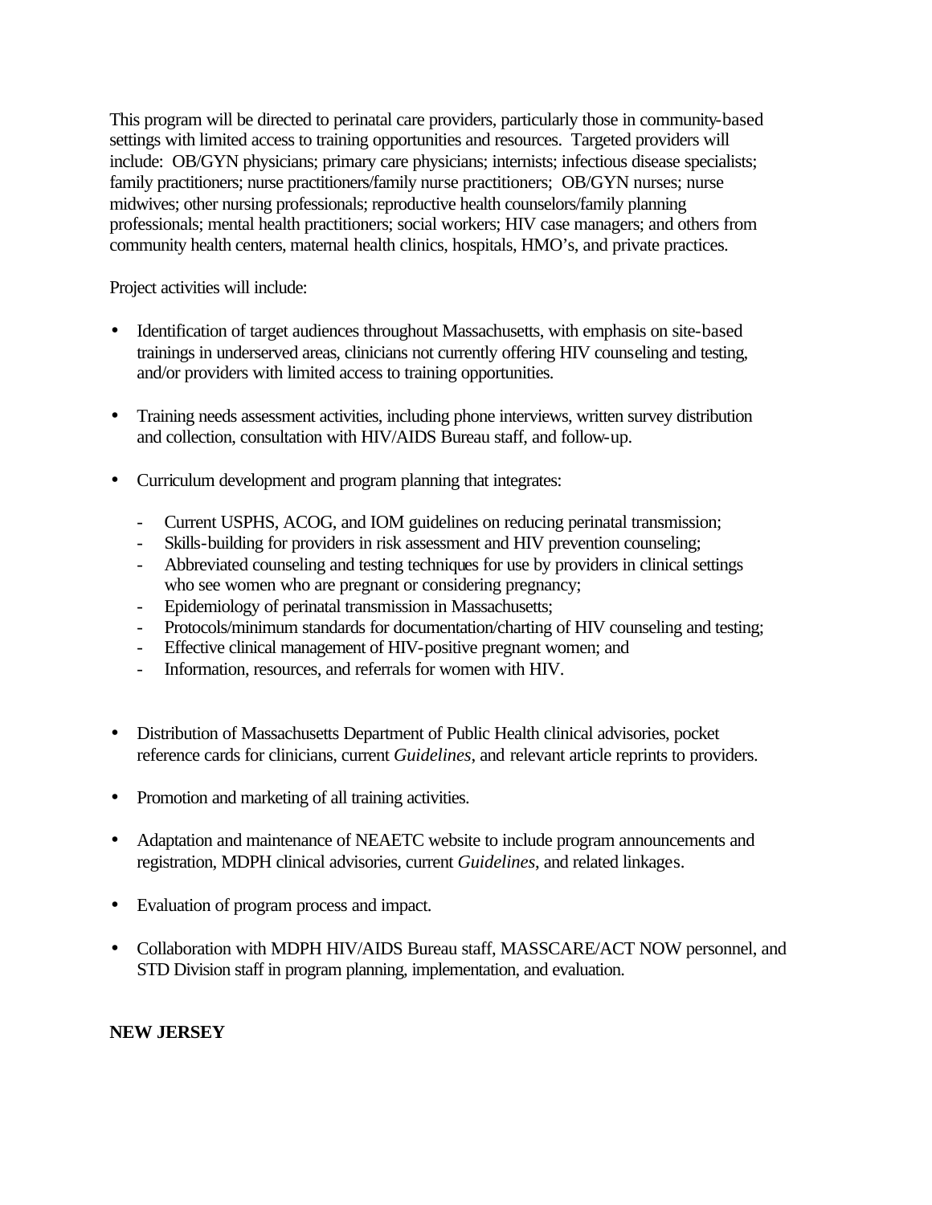This program will be directed to perinatal care providers, particularly those in community-based settings with limited access to training opportunities and resources. Targeted providers will include: OB/GYN physicians; primary care physicians; internists; infectious disease specialists; family practitioners; nurse practitioners/family nurse practitioners; OB/GYN nurses; nurse midwives; other nursing professionals; reproductive health counselors/family planning professionals; mental health practitioners; social workers; HIV case managers; and others from community health centers, maternal health clinics, hospitals, HMO's, and private practices.

Project activities will include:

- Identification of target audiences throughout Massachusetts, with emphasis on site-based trainings in underserved areas, clinicians not currently offering HIV counseling and testing, and/or providers with limited access to training opportunities.

- Training needs assessment activities, including phone interviews, written survey distribution and collection, consultation with HIV/AIDS Bureau staff, and follow-up.

- Curriculum development and program planning that integrates:

  - Current USPHS, ACOG, and IOM guidelines on reducing perinatal transmission;
  - Skills-building for providers in risk assessment and HIV prevention counseling;
  - Abbreviated counseling and testing techniques for use by providers in clinical settings who see women who are pregnant or considering pregnancy;
  - Epidemiology of perinatal transmission in Massachusetts;
  - Protocols/minimum standards for documentation/charting of HIV counseling and testing;
  - Effective clinical management of HIV-positive pregnant women; and
  - Information, resources, and referrals for women with HIV.

- Distribution of Massachusetts Department of Public Health clinical advisories, pocket reference cards for clinicians, current *Guidelines*, and relevant article reprints to providers.

- Promotion and marketing of all training activities.

- Adaptation and maintenance of NEAETC website to include program announcements and registration, MDPH clinical advisories, current *Guidelines*, and related linkages.

- Evaluation of program process and impact.

- Collaboration with MDPH HIV/AIDS Bureau staff, MASSCARE/ACT NOW personnel, and STD Division staff in program planning, implementation, and evaluation.

**NEW JERSEY**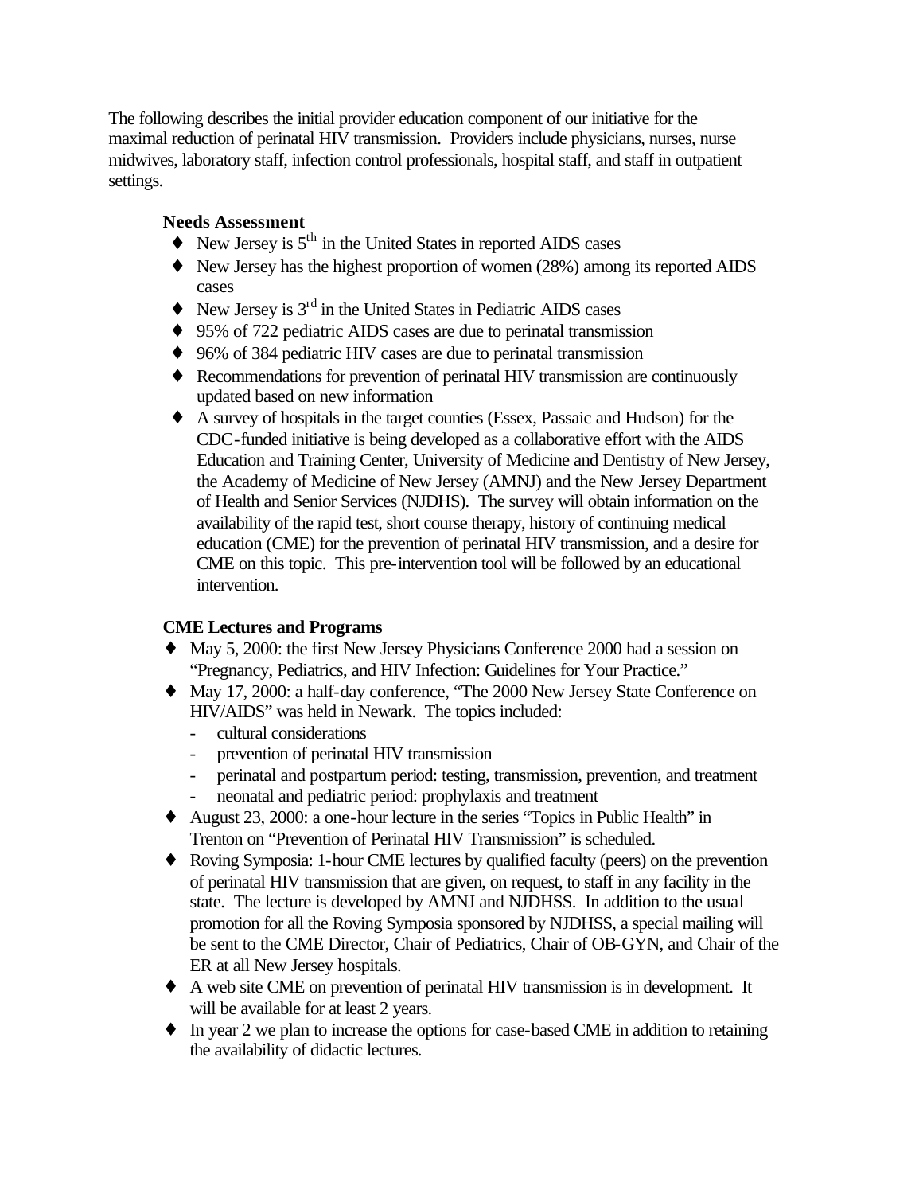The following describes the initial provider education component of our initiative for the maximal reduction of perinatal HIV transmission. Providers include physicians, nurses, nurse midwives, laboratory staff, infection control professionals, hospital staff, and staff in outpatient settings.

### Needs Assessment

- New Jersey is 5th in the United States in reported AIDS cases
- New Jersey has the highest proportion of women (28%) among its reported AIDS cases
- New Jersey is 3rd in the United States in Pediatric AIDS cases
- 95% of 722 pediatric AIDS cases are due to perinatal transmission
- 96% of 384 pediatric HIV cases are due to perinatal transmission
- Recommendations for prevention of perinatal HIV transmission are continuously updated based on new information
- A survey of hospitals in the target counties (Essex, Passaic and Hudson) for the CDC-funded initiative is being developed as a collaborative effort with the AIDS Education and Training Center, University of Medicine and Dentistry of New Jersey, the Academy of Medicine of New Jersey (AMNJ) and the New Jersey Department of Health and Senior Services (NJDHS). The survey will obtain information on the availability of the rapid test, short course therapy, history of continuing medical education (CME) for the prevention of perinatal HIV transmission, and a desire for CME on this topic. This pre-intervention tool will be followed by an educational intervention.

### CME Lectures and Programs

- May 5, 2000: the first New Jersey Physicians Conference 2000 had a session on "Pregnancy, Pediatrics, and HIV Infection: Guidelines for Your Practice."
- May 17, 2000: a half-day conference, "The 2000 New Jersey State Conference on HIV/AIDS" was held in Newark. The topics included:
  - cultural considerations
  - prevention of perinatal HIV transmission
  - perinatal and postpartum period: testing, transmission, prevention, and treatment
  - neonatal and pediatric period: prophylaxis and treatment
- August 23, 2000: a one-hour lecture in the series "Topics in Public Health" in Trenton on "Prevention of Perinatal HIV Transmission" is scheduled.
- Roving Symposia: 1-hour CME lectures by qualified faculty (peers) on the prevention of perinatal HIV transmission that are given, on request, to staff in any facility in the state. The lecture is developed by AMNJ and NJDHSS. In addition to the usual promotion for all the Roving Symposia sponsored by NJDHSS, a special mailing will be sent to the CME Director, Chair of Pediatrics, Chair of OB-GYN, and Chair of the ER at all New Jersey hospitals.
- A web site CME on prevention of perinatal HIV transmission is in development. It will be available for at least 2 years.
- In year 2 we plan to increase the options for case-based CME in addition to retaining the availability of didactic lectures.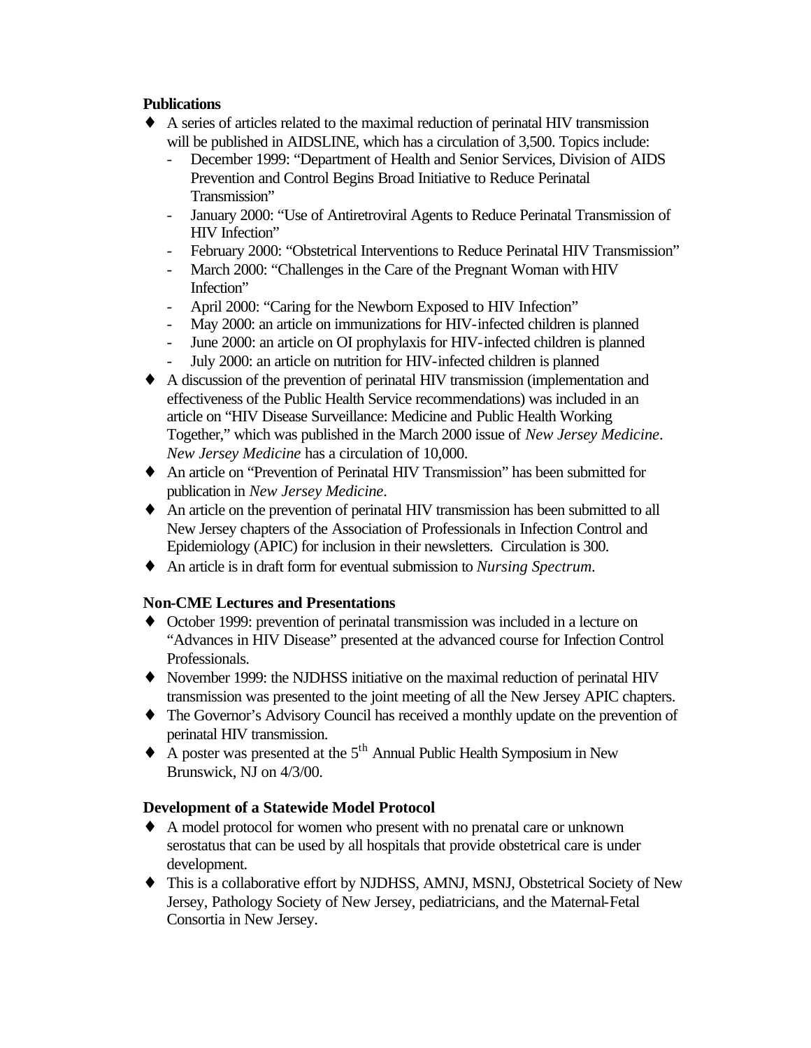**Publications**

- A series of articles related to the maximal reduction of perinatal HIV transmission will be published in AIDSLINE, which has a circulation of 3,500. Topics include:
  - December 1999: "Department of Health and Senior Services, Division of AIDS Prevention and Control Begins Broad Initiative to Reduce Perinatal Transmission"
  - January 2000: "Use of Antiretroviral Agents to Reduce Perinatal Transmission of HIV Infection"
  - February 2000: "Obstetrical Interventions to Reduce Perinatal HIV Transmission"
  - March 2000: "Challenges in the Care of the Pregnant Woman with HIV Infection"
  - April 2000: "Caring for the Newborn Exposed to HIV Infection"
  - May 2000: an article on immunizations for HIV-infected children is planned
  - June 2000: an article on OI prophylaxis for HIV-infected children is planned
  - July 2000: an article on nutrition for HIV-infected children is planned
- A discussion of the prevention of perinatal HIV transmission (implementation and effectiveness of the Public Health Service recommendations) was included in an article on "HIV Disease Surveillance: Medicine and Public Health Working Together," which was published in the March 2000 issue of *New Jersey Medicine*. *New Jersey Medicine* has a circulation of 10,000.
- An article on "Prevention of Perinatal HIV Transmission" has been submitted for publication in *New Jersey Medicine*.
- An article on the prevention of perinatal HIV transmission has been submitted to all New Jersey chapters of the Association of Professionals in Infection Control and Epidemiology (APIC) for inclusion in their newsletters. Circulation is 300.
- An article is in draft form for eventual submission to *Nursing Spectrum*.

**Non-CME Lectures and Presentations**

- October 1999: prevention of perinatal transmission was included in a lecture on "Advances in HIV Disease" presented at the advanced course for Infection Control Professionals.
- November 1999: the NJDHSS initiative on the maximal reduction of perinatal HIV transmission was presented to the joint meeting of all the New Jersey APIC chapters.
- The Governor's Advisory Council has received a monthly update on the prevention of perinatal HIV transmission.
- A poster was presented at the 5th Annual Public Health Symposium in New Brunswick, NJ on 4/3/00.

**Development of a Statewide Model Protocol**

- A model protocol for women who present with no prenatal care or unknown serostatus that can be used by all hospitals that provide obstetrical care is under development.
- This is a collaborative effort by NJDHSS, AMNJ, MSNJ, Obstetrical Society of New Jersey, Pathology Society of New Jersey, pediatricians, and the Maternal-Fetal Consortia in New Jersey.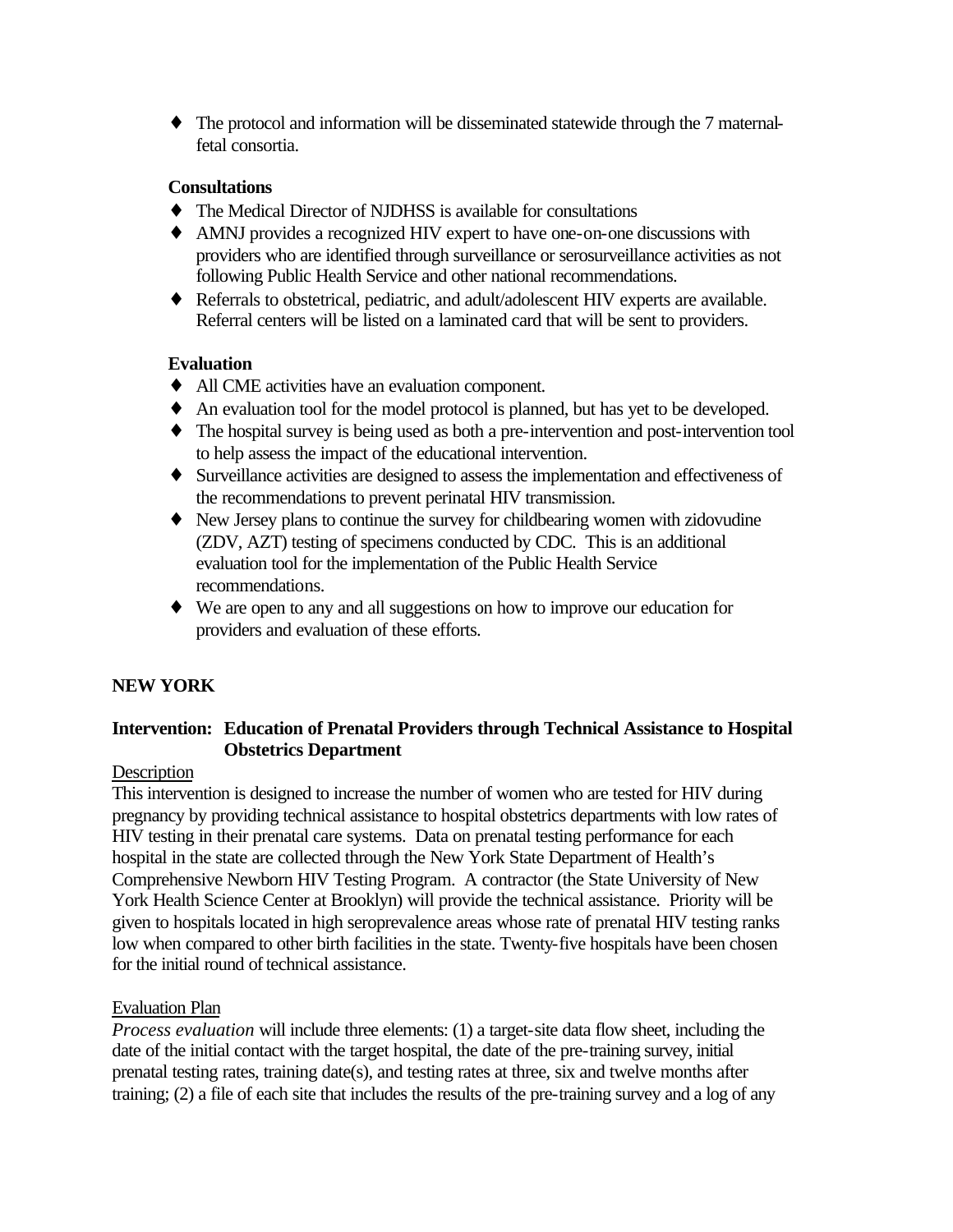- The protocol and information will be disseminated statewide through the 7 maternal-fetal consortia.

**Consultations**

- The Medical Director of NJDHSS is available for consultations
- AMNJ provides a recognized HIV expert to have one-on-one discussions with providers who are identified through surveillance or serosurveillance activities as not following Public Health Service and other national recommendations.
- Referrals to obstetrical, pediatric, and adult/adolescent HIV experts are available. Referral centers will be listed on a laminated card that will be sent to providers.

**Evaluation**

- All CME activities have an evaluation component.
- An evaluation tool for the model protocol is planned, but has yet to be developed.
- The hospital survey is being used as both a pre-intervention and post-intervention tool to help assess the impact of the educational intervention.
- Surveillance activities are designed to assess the implementation and effectiveness of the recommendations to prevent perinatal HIV transmission.
- New Jersey plans to continue the survey for childbearing women with zidovudine (ZDV, AZT) testing of specimens conducted by CDC. This is an additional evaluation tool for the implementation of the Public Health Service recommendations.
- We are open to any and all suggestions on how to improve our education for providers and evaluation of these efforts.

## NEW YORK

### Intervention: Education of Prenatal Providers through Technical Assistance to Hospital Obstetrics Department

Description

This intervention is designed to increase the number of women who are tested for HIV during pregnancy by providing technical assistance to hospital obstetrics departments with low rates of HIV testing in their prenatal care systems. Data on prenatal testing performance for each hospital in the state are collected through the New York State Department of Health's Comprehensive Newborn HIV Testing Program. A contractor (the State University of New York Health Science Center at Brooklyn) will provide the technical assistance. Priority will be given to hospitals located in high seroprevalence areas whose rate of prenatal HIV testing ranks low when compared to other birth facilities in the state. Twenty-five hospitals have been chosen for the initial round of technical assistance.

Evaluation Plan

*Process evaluation* will include three elements: (1) a target-site data flow sheet, including the date of the initial contact with the target hospital, the date of the pre-training survey, initial prenatal testing rates, training date(s), and testing rates at three, six and twelve months after training; (2) a file of each site that includes the results of the pre-training survey and a log of any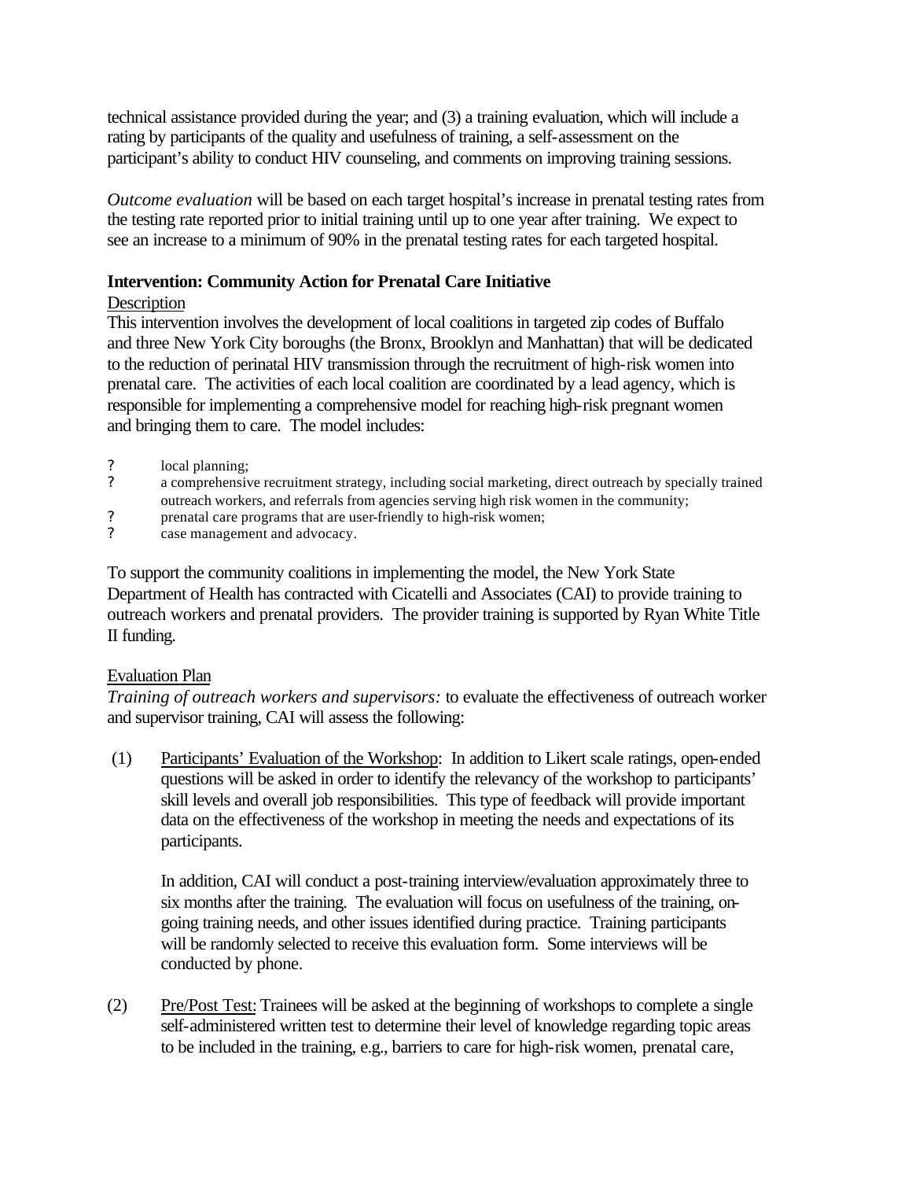technical assistance provided during the year; and (3) a training evaluation, which will include a rating by participants of the quality and usefulness of training, a self-assessment on the participant's ability to conduct HIV counseling, and comments on improving training sessions.

*Outcome evaluation* will be based on each target hospital's increase in prenatal testing rates from the testing rate reported prior to initial training until up to one year after training. We expect to see an increase to a minimum of 90% in the prenatal testing rates for each targeted hospital.

**Intervention: Community Action for Prenatal Care Initiative**

Description

This intervention involves the development of local coalitions in targeted zip codes of Buffalo and three New York City boroughs (the Bronx, Brooklyn and Manhattan) that will be dedicated to the reduction of perinatal HIV transmission through the recruitment of high-risk women into prenatal care. The activities of each local coalition are coordinated by a lead agency, which is responsible for implementing a comprehensive model for reaching high-risk pregnant women and bringing them to care. The model includes:

- local planning;
- a comprehensive recruitment strategy, including social marketing, direct outreach by specially trained outreach workers, and referrals from agencies serving high risk women in the community;
- prenatal care programs that are user-friendly to high-risk women;
- case management and advocacy.

To support the community coalitions in implementing the model, the New York State Department of Health has contracted with Cicatelli and Associates (CAI) to provide training to outreach workers and prenatal providers. The provider training is supported by Ryan White Title II funding.

Evaluation Plan

*Training of outreach workers and supervisors:* to evaluate the effectiveness of outreach worker and supervisor training, CAI will assess the following:

(1) Participants' Evaluation of the Workshop: In addition to Likert scale ratings, open-ended questions will be asked in order to identify the relevancy of the workshop to participants' skill levels and overall job responsibilities. This type of feedback will provide important data on the effectiveness of the workshop in meeting the needs and expectations of its participants.

In addition, CAI will conduct a post-training interview/evaluation approximately three to six months after the training. The evaluation will focus on usefulness of the training, on-going training needs, and other issues identified during practice. Training participants will be randomly selected to receive this evaluation form. Some interviews will be conducted by phone.

(2) Pre/Post Test: Trainees will be asked at the beginning of workshops to complete a single self-administered written test to determine their level of knowledge regarding topic areas to be included in the training, e.g., barriers to care for high-risk women, prenatal care,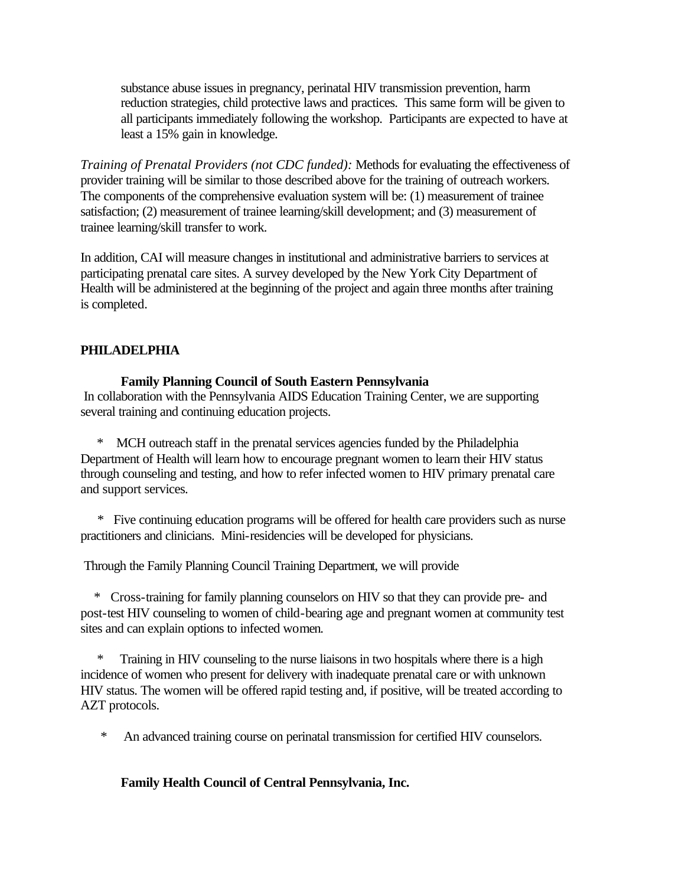substance abuse issues in pregnancy, perinatal HIV transmission prevention, harm reduction strategies, child protective laws and practices. This same form will be given to all participants immediately following the workshop. Participants are expected to have at least a 15% gain in knowledge.

*Training of Prenatal Providers (not CDC funded):* Methods for evaluating the effectiveness of provider training will be similar to those described above for the training of outreach workers. The components of the comprehensive evaluation system will be: (1) measurement of trainee satisfaction; (2) measurement of trainee learning/skill development; and (3) measurement of trainee learning/skill transfer to work.

In addition, CAI will measure changes in institutional and administrative barriers to services at participating prenatal care sites. A survey developed by the New York City Department of Health will be administered at the beginning of the project and again three months after training is completed.

## PHILADELPHIA

### Family Planning Council of South Eastern Pennsylvania

In collaboration with the Pennsylvania AIDS Education Training Center, we are supporting several training and continuing education projects.

* MCH outreach staff in the prenatal services agencies funded by the Philadelphia Department of Health will learn how to encourage pregnant women to learn their HIV status through counseling and testing, and how to refer infected women to HIV primary prenatal care and support services.

* Five continuing education programs will be offered for health care providers such as nurse practitioners and clinicians. Mini-residencies will be developed for physicians.

Through the Family Planning Council Training Department, we will provide

* Cross-training for family planning counselors on HIV so that they can provide pre- and post-test HIV counseling to women of child-bearing age and pregnant women at community test sites and can explain options to infected women.

* Training in HIV counseling to the nurse liaisons in two hospitals where there is a high incidence of women who present for delivery with inadequate prenatal care or with unknown HIV status. The women will be offered rapid testing and, if positive, will be treated according to AZT protocols.

* An advanced training course on perinatal transmission for certified HIV counselors.

### Family Health Council of Central Pennsylvania, Inc.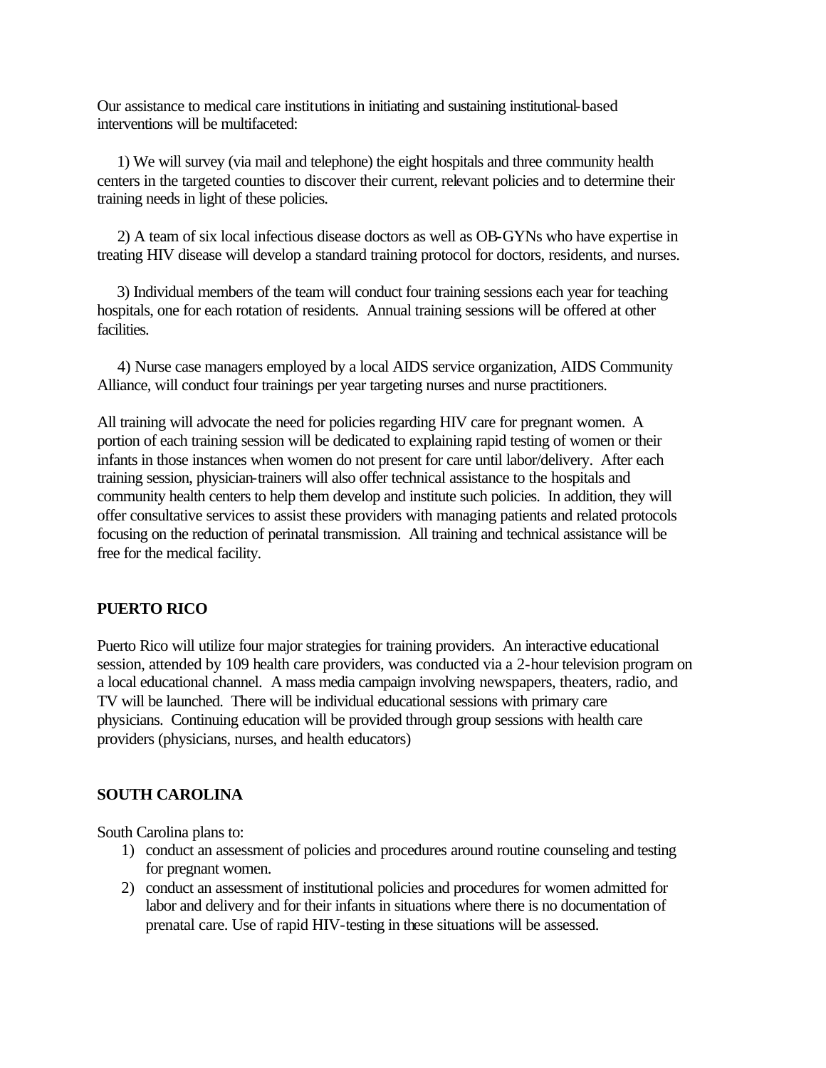Our assistance to medical care institutions in initiating and sustaining institutional-based interventions will be multifaceted:

1) We will survey (via mail and telephone) the eight hospitals and three community health centers in the targeted counties to discover their current, relevant policies and to determine their training needs in light of these policies.

2) A team of six local infectious disease doctors as well as OB-GYNs who have expertise in treating HIV disease will develop a standard training protocol for doctors, residents, and nurses.

3) Individual members of the team will conduct four training sessions each year for teaching hospitals, one for each rotation of residents. Annual training sessions will be offered at other facilities.

4) Nurse case managers employed by a local AIDS service organization, AIDS Community Alliance, will conduct four trainings per year targeting nurses and nurse practitioners.

All training will advocate the need for policies regarding HIV care for pregnant women. A portion of each training session will be dedicated to explaining rapid testing of women or their infants in those instances when women do not present for care until labor/delivery. After each training session, physician-trainers will also offer technical assistance to the hospitals and community health centers to help them develop and institute such policies. In addition, they will offer consultative services to assist these providers with managing patients and related protocols focusing on the reduction of perinatal transmission. All training and technical assistance will be free for the medical facility.

## PUERTO RICO

Puerto Rico will utilize four major strategies for training providers. An interactive educational session, attended by 109 health care providers, was conducted via a 2-hour television program on a local educational channel. A mass media campaign involving newspapers, theaters, radio, and TV will be launched. There will be individual educational sessions with primary care physicians. Continuing education will be provided through group sessions with health care providers (physicians, nurses, and health educators)

## SOUTH CAROLINA

South Carolina plans to:

1) conduct an assessment of policies and procedures around routine counseling and testing for pregnant women.
2) conduct an assessment of institutional policies and procedures for women admitted for labor and delivery and for their infants in situations where there is no documentation of prenatal care. Use of rapid HIV-testing in these situations will be assessed.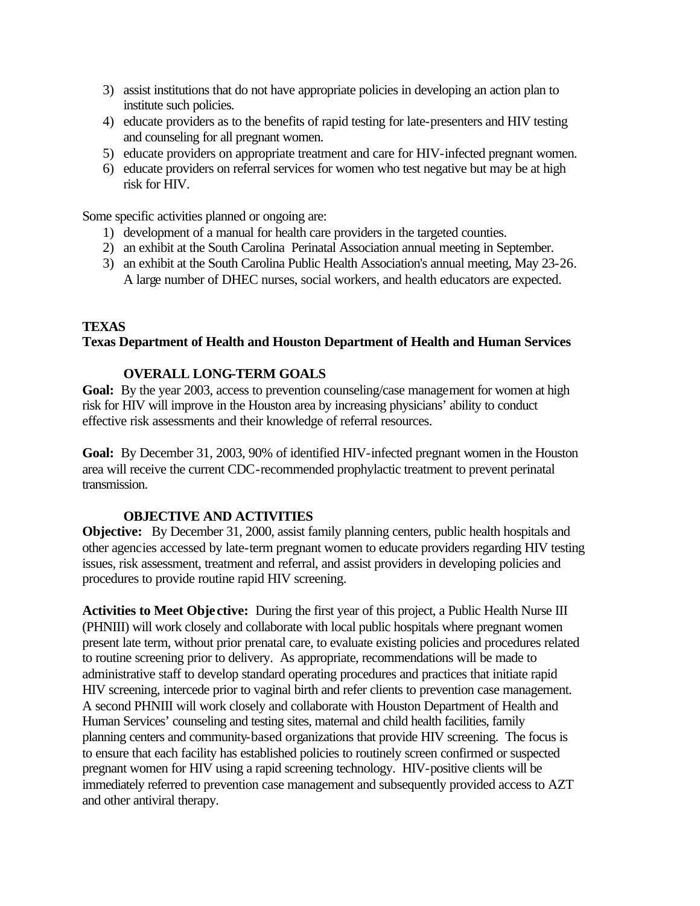3) assist institutions that do not have appropriate policies in developing an action plan to institute such policies.
4) educate providers as to the benefits of rapid testing for late-presenters and HIV testing and counseling for all pregnant women.
5) educate providers on appropriate treatment and care for HIV-infected pregnant women.
6) educate providers on referral services for women who test negative but may be at high risk for HIV.

Some specific activities planned or ongoing are:

1) development of a manual for health care providers in the targeted counties.
2) an exhibit at the South Carolina Perinatal Association annual meeting in September.
3) an exhibit at the South Carolina Public Health Association's annual meeting, May 23-26. A large number of DHEC nurses, social workers, and health educators are expected.

**TEXAS**
**Texas Department of Health and Houston Department of Health and Human Services**

**OVERALL LONG-TERM GOALS**

**Goal:** By the year 2003, access to prevention counseling/case management for women at high risk for HIV will improve in the Houston area by increasing physicians' ability to conduct effective risk assessments and their knowledge of referral resources.

**Goal:** By December 31, 2003, 90% of identified HIV-infected pregnant women in the Houston area will receive the current CDC-recommended prophylactic treatment to prevent perinatal transmission.

**OBJECTIVE AND ACTIVITIES**

**Objective:** By December 31, 2000, assist family planning centers, public health hospitals and other agencies accessed by late-term pregnant women to educate providers regarding HIV testing issues, risk assessment, treatment and referral, and assist providers in developing policies and procedures to provide routine rapid HIV screening.

**Activities to Meet Objective:** During the first year of this project, a Public Health Nurse III (PHNIII) will work closely and collaborate with local public hospitals where pregnant women present late term, without prior prenatal care, to evaluate existing policies and procedures related to routine screening prior to delivery. As appropriate, recommendations will be made to administrative staff to develop standard operating procedures and practices that initiate rapid HIV screening, intercede prior to vaginal birth and refer clients to prevention case management. A second PHNIII will work closely and collaborate with Houston Department of Health and Human Services' counseling and testing sites, maternal and child health facilities, family planning centers and community-based organizations that provide HIV screening. The focus is to ensure that each facility has established policies to routinely screen confirmed or suspected pregnant women for HIV using a rapid screening technology. HIV-positive clients will be immediately referred to prevention case management and subsequently provided access to AZT and other antiviral therapy.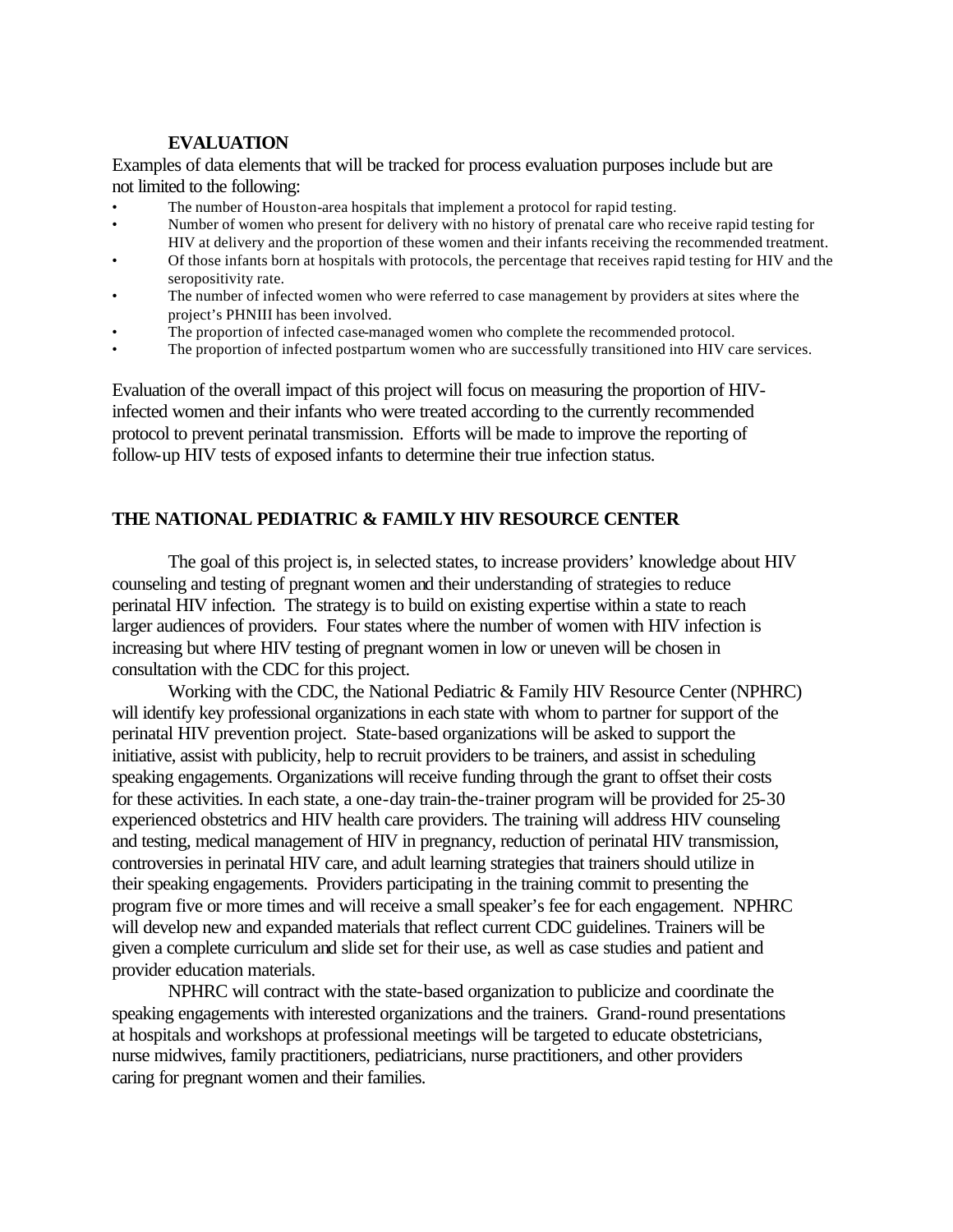## EVALUATION

Examples of data elements that will be tracked for process evaluation purposes include but are not limited to the following:

- The number of Houston-area hospitals that implement a protocol for rapid testing.
- Number of women who present for delivery with no history of prenatal care who receive rapid testing for HIV at delivery and the proportion of these women and their infants receiving the recommended treatment.
- Of those infants born at hospitals with protocols, the percentage that receives rapid testing for HIV and the seropositivity rate.
- The number of infected women who were referred to case management by providers at sites where the project's PHNIII has been involved.
- The proportion of infected case-managed women who complete the recommended protocol.
- The proportion of infected postpartum women who are successfully transitioned into HIV care services.

Evaluation of the overall impact of this project will focus on measuring the proportion of HIV-infected women and their infants who were treated according to the currently recommended protocol to prevent perinatal transmission. Efforts will be made to improve the reporting of follow-up HIV tests of exposed infants to determine their true infection status.

## THE NATIONAL PEDIATRIC & FAMILY HIV RESOURCE CENTER

The goal of this project is, in selected states, to increase providers' knowledge about HIV counseling and testing of pregnant women and their understanding of strategies to reduce perinatal HIV infection. The strategy is to build on existing expertise within a state to reach larger audiences of providers. Four states where the number of women with HIV infection is increasing but where HIV testing of pregnant women in low or uneven will be chosen in consultation with the CDC for this project.

Working with the CDC, the National Pediatric & Family HIV Resource Center (NPHRC) will identify key professional organizations in each state with whom to partner for support of the perinatal HIV prevention project. State-based organizations will be asked to support the initiative, assist with publicity, help to recruit providers to be trainers, and assist in scheduling speaking engagements. Organizations will receive funding through the grant to offset their costs for these activities. In each state, a one-day train-the-trainer program will be provided for 25-30 experienced obstetrics and HIV health care providers. The training will address HIV counseling and testing, medical management of HIV in pregnancy, reduction of perinatal HIV transmission, controversies in perinatal HIV care, and adult learning strategies that trainers should utilize in their speaking engagements. Providers participating in the training commit to presenting the program five or more times and will receive a small speaker's fee for each engagement. NPHRC will develop new and expanded materials that reflect current CDC guidelines. Trainers will be given a complete curriculum and slide set for their use, as well as case studies and patient and provider education materials.

NPHRC will contract with the state-based organization to publicize and coordinate the speaking engagements with interested organizations and the trainers. Grand-round presentations at hospitals and workshops at professional meetings will be targeted to educate obstetricians, nurse midwives, family practitioners, pediatricians, nurse practitioners, and other providers caring for pregnant women and their families.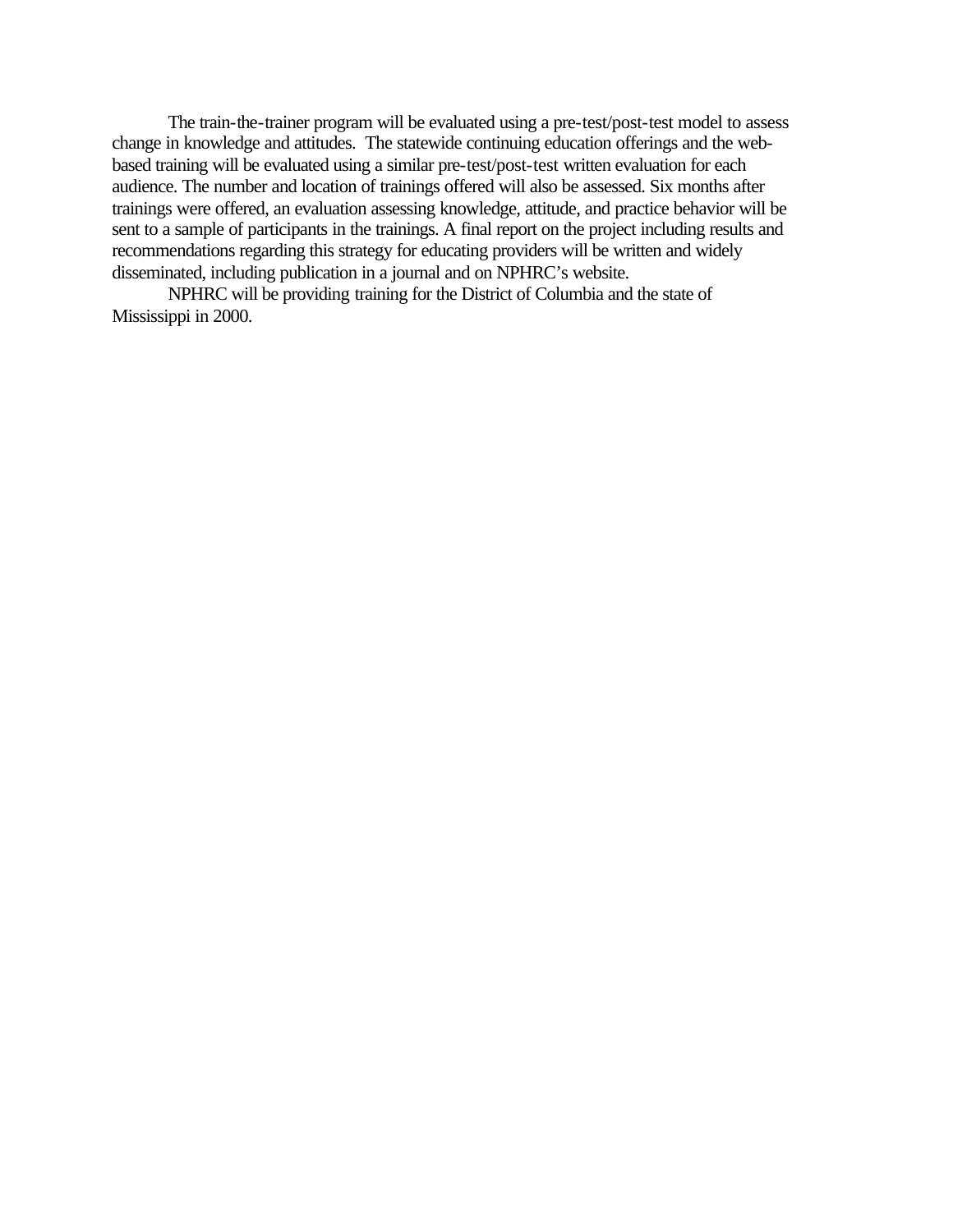The train-the-trainer program will be evaluated using a pre-test/post-test model to assess change in knowledge and attitudes. The statewide continuing education offerings and the web-based training will be evaluated using a similar pre-test/post-test written evaluation for each audience. The number and location of trainings offered will also be assessed. Six months after trainings were offered, an evaluation assessing knowledge, attitude, and practice behavior will be sent to a sample of participants in the trainings. A final report on the project including results and recommendations regarding this strategy for educating providers will be written and widely disseminated, including publication in a journal and on NPHRC's website.

NPHRC will be providing training for the District of Columbia and the state of Mississippi in 2000.